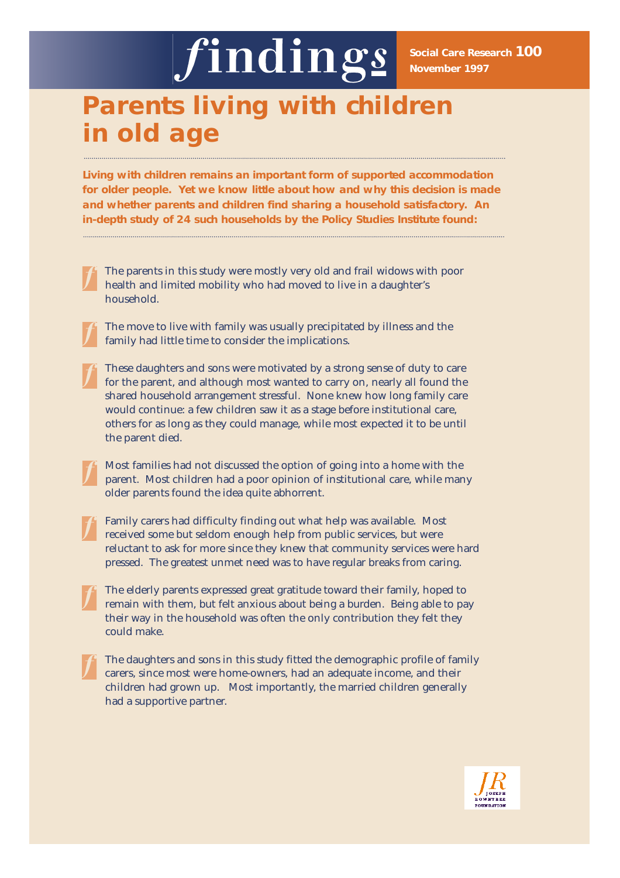# findings

**Social Care Research 100**
**November 1997**

# Parents living with children in old age

**Living with children remains an important form of supported accommodation for older people. Yet we know little about how and why this decision is made and whether parents and children find sharing a household satisfactory. An in-depth study of 24 such households by the Policy Studies Institute found:**

- The parents in this study were mostly very old and frail widows with poor health and limited mobility who had moved to live in a daughter's household.
- The move to live with family was usually precipitated by illness and the family had little time to consider the implications.
- These daughters and sons were motivated by a strong sense of duty to care for the parent, and although most wanted to carry on, nearly all found the shared household arrangement stressful. None knew how long family care would continue: a few children saw it as a stage before institutional care, others for as long as they could manage, while most expected it to be until the parent died.
- Most families had not discussed the option of going into a home with the parent. Most children had a poor opinion of institutional care, while many older parents found the idea quite abhorrent.
- Family carers had difficulty finding out what help was available. Most received some but seldom enough help from public services, but were reluctant to ask for more since they knew that community services were hard pressed. The greatest unmet need was to have regular breaks from caring.
- The elderly parents expressed great gratitude toward their family, hoped to remain with them, but felt anxious about being a burden. Being able to pay their way in the household was often the only contribution they felt they could make.
- The daughters and sons in this study fitted the demographic profile of family carers, since most were home-owners, had an adequate income, and their children had grown up. Most importantly, the married children generally had a supportive partner.

JR JOSEPH ROWNTREE FOUNDATION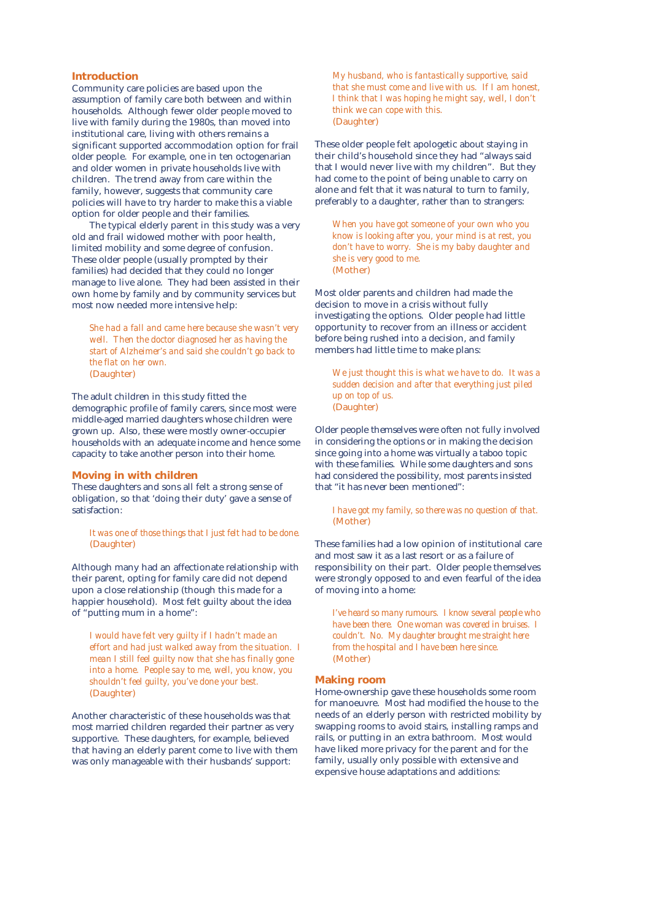## Introduction

Community care policies are based upon the assumption of family care both between and within households. Although fewer older people moved to live with family during the 1980s, than moved into institutional care, living with others remains a significant supported accommodation option for frail older people. For example, one in ten octogenarian and older women in private households live with children. The trend away from care within the family, however, suggests that community care policies will have to try harder to make this a viable option for older people and their families.

The typical elderly parent in this study was a very old and frail widowed mother with poor health, limited mobility and some degree of confusion. These older people (usually prompted by their families) had decided that they could no longer manage to live alone. They had been assisted in their own home by family and by community services but most now needed more intensive help:

> She had a fall and came here because she wasn't very well. Then the doctor diagnosed her as having the start of Alzheimer's and said she couldn't go back to the flat on her own.
> (Daughter)

The adult children in this study fitted the demographic profile of family carers, since most were middle-aged married daughters whose children were grown up. Also, these were mostly owner-occupier households with an adequate income and hence some capacity to take another person into their home.

## Moving in with children

These daughters and sons all felt a strong sense of obligation, so that 'doing their duty' gave a sense of satisfaction:

> It was one of those things that I just felt had to be done.
> (Daughter)

Although many had an affectionate relationship with their parent, opting for family care did not depend upon a close relationship (though this made for a happier household). Most felt guilty about the idea of "putting mum in a home":

> I would have felt very guilty if I hadn't made an effort and had just walked away from the situation. I mean I still feel guilty now that she has finally gone into a home. People say to me, well, you know, you shouldn't feel guilty, you've done your best.
> (Daughter)

Another characteristic of these households was that most married children regarded their partner as very supportive. These daughters, for example, believed that having an elderly parent come to live with them was only manageable with their husbands' support:

> My husband, who is fantastically supportive, said that she must come and live with us. If I am honest, I think that I was hoping he might say, well, I don't think we can cope with this.
> (Daughter)

These older people felt apologetic about staying in their child's household since they had "always said that I would never live with my children". But they had come to the point of being unable to carry on alone and felt that it was natural to turn to family, preferably to a daughter, rather than to strangers:

> When you have got someone of your own who you know is looking after you, your mind is at rest, you don't have to worry. She is my baby daughter and she is very good to me.
> (Mother)

Most older parents and children had made the decision to move in a crisis without fully investigating the options. Older people had little opportunity to recover from an illness or accident before being rushed into a decision, and family members had little time to make plans:

> We just thought this is what we have to do. It was a sudden decision and after that everything just piled up on top of us.
> (Daughter)

Older people themselves were often not fully involved in considering the options or in making the decision since going into a home was virtually a taboo topic with these families. While some daughters and sons had considered the possibility, most parents insisted that "it has never been mentioned":

> I have got my family, so there was no question of that.
> (Mother)

These families had a low opinion of institutional care and most saw it as a last resort or as a failure of responsibility on their part. Older people themselves were strongly opposed to and even fearful of the idea of moving into a home:

> I've heard so many rumours. I know several people who have been there. One woman was covered in bruises. I couldn't. No. My daughter brought me straight here from the hospital and I have been here since.
> (Mother)

## Making room

Home-ownership gave these households some room for manoeuvre. Most had modified the house to the needs of an elderly person with restricted mobility by swapping rooms to avoid stairs, installing ramps and rails, or putting in an extra bathroom. Most would have liked more privacy for the parent and for the family, usually only possible with extensive and expensive house adaptations and additions: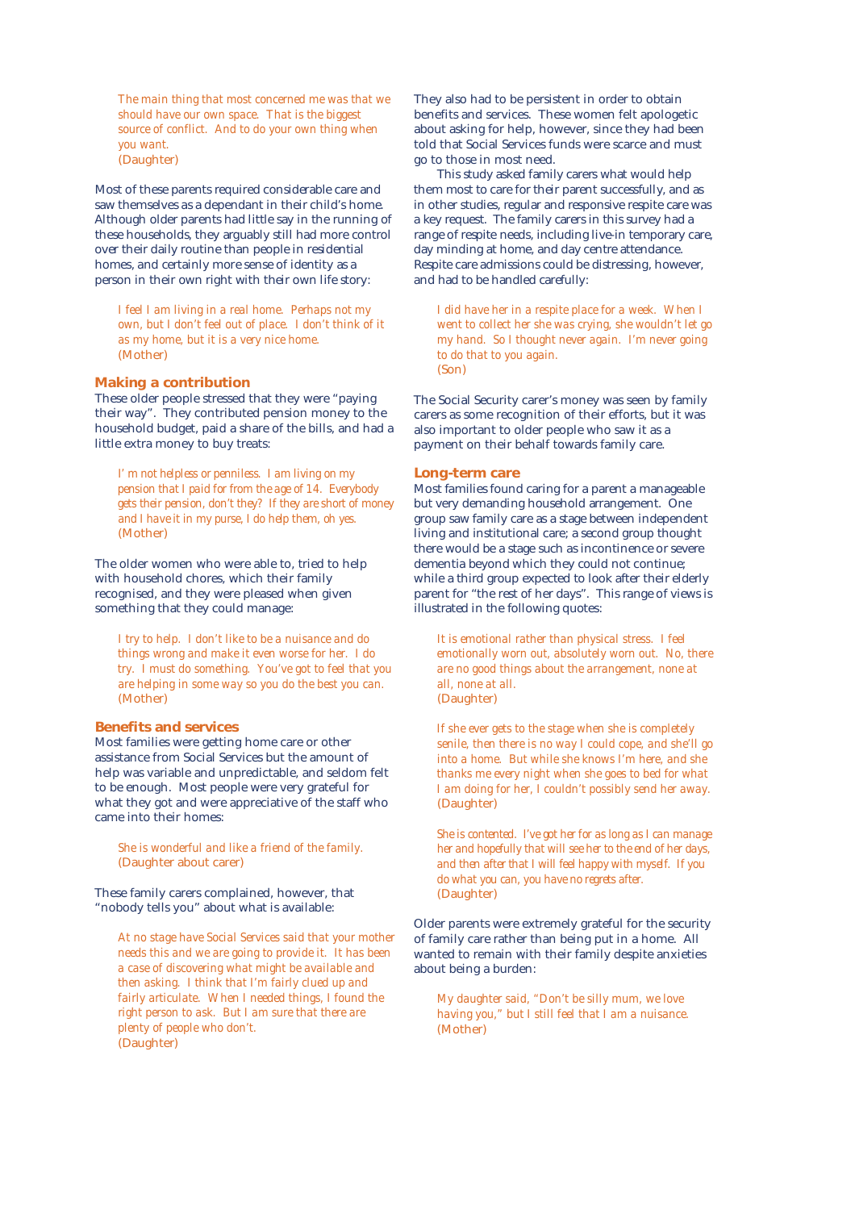> The main thing that most concerned me was that we should have our own space. That is the biggest source of conflict. And to do your own thing when you want.
> (Daughter)

Most of these parents required considerable care and saw themselves as a dependant in their child's home. Although older parents had little say in the running of these households, they arguably still had more control over their daily routine than people in residential homes, and certainly more sense of identity as a person in their own right with their own life story:

> I feel I am living in a real home. Perhaps not my own, but I don't feel out of place. I don't think of it as my home, but it is a very nice home.
> (Mother)

## Making a contribution

These older people stressed that they were "paying their way". They contributed pension money to the household budget, paid a share of the bills, and had a little extra money to buy treats:

> I' m not helpless or penniless. I am living on my pension that I paid for from the age of 14. Everybody gets their pension, don't they? If they are short of money and I have it in my purse, I do help them, oh yes.
> (Mother)

The older women who were able to, tried to help with household chores, which their family recognised, and they were pleased when given something that they could manage:

> I try to help. I don't like to be a nuisance and do things wrong and make it even worse for her. I do try. I must do something. You've got to feel that you are helping in some way so you do the best you can.
> (Mother)

## Benefits and services

Most families were getting home care or other assistance from Social Services but the amount of help was variable and unpredictable, and seldom felt to be enough. Most people were very grateful for what they got and were appreciative of the staff who came into their homes:

> She is wonderful and like a friend of the family.
> (Daughter about carer)

These family carers complained, however, that "nobody tells you" about what is available:

> At no stage have Social Services said that your mother needs this and we are going to provide it. It has been a case of discovering what might be available and then asking. I think that I'm fairly clued up and fairly articulate. When I needed things, I found the right person to ask. But I am sure that there are plenty of people who don't.
> (Daughter)

They also had to be persistent in order to obtain benefits and services. These women felt apologetic about asking for help, however, since they had been told that Social Services funds were scarce and must go to those in most need.

This study asked family carers what would help them most to care for their parent successfully, and as in other studies, regular and responsive respite care was a key request. The family carers in this survey had a range of respite needs, including live-in temporary care, day minding at home, and day centre attendance. Respite care admissions could be distressing, however, and had to be handled carefully:

> I did have her in a respite place for a week. When I went to collect her she was crying, she wouldn't let go my hand. So I thought never again. I'm never going to do that to you again.
> (Son)

The Social Security carer's money was seen by family carers as some recognition of their efforts, but it was also important to older people who saw it as a payment on their behalf towards family care.

## Long-term care

Most families found caring for a parent a manageable but very demanding household arrangement. One group saw family care as a stage between independent living and institutional care; a second group thought there would be a stage such as incontinence or severe dementia beyond which they could not continue; while a third group expected to look after their elderly parent for "the rest of her days". This range of views is illustrated in the following quotes:

> It is emotional rather than physical stress. I feel emotionally worn out, absolutely worn out. No, there are no good things about the arrangement, none at all, none at all.
> (Daughter)

> If she ever gets to the stage when she is completely senile, then there is no way I could cope, and she'll go into a home. But while she knows I'm here, and she thanks me every night when she goes to bed for what I am doing for her, I couldn't possibly send her away.
> (Daughter)

> She is contented. I've got her for as long as I can manage her and hopefully that will see her to the end of her days, and then after that I will feel happy with myself. If you do what you can, you have no regrets after.
> (Daughter)

Older parents were extremely grateful for the security of family care rather than being put in a home. All wanted to remain with their family despite anxieties about being a burden:

> My daughter said, "Don't be silly mum, we love having you," but I still feel that I am a nuisance.
> (Mother)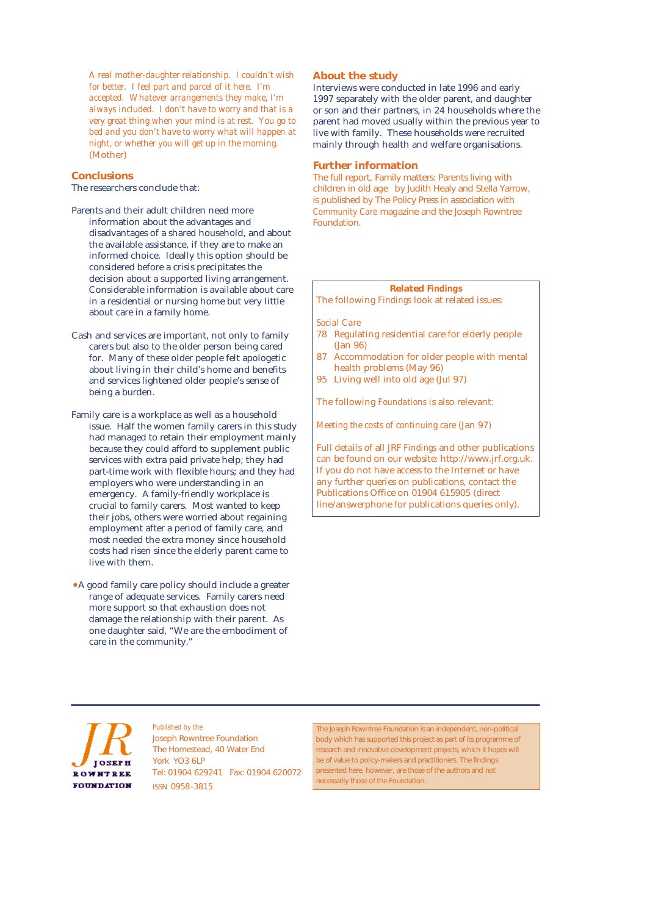*A real mother-daughter relationship. I couldn't wish for better. I feel part and parcel of it here. I'm accepted. Whatever arrangements they make, I'm always included. I don't have to worry and that is a very great thing when your mind is at rest. You go to bed and you don't have to worry what will happen at night, or whether you will get up in the morning.* (Mother)

## Conclusions

The researchers conclude that:

- Parents and their adult children need more information about the advantages and disadvantages of a shared household, and about the available assistance, if they are to make an informed choice. Ideally this option should be considered before a crisis precipitates the decision about a supported living arrangement. Considerable information is available about care in a residential or nursing home but very little about care in a family home.

- Cash and services are important, not only to family carers but also to the older person being cared for. Many of these older people felt apologetic about living in their child's home and benefits and services lightened older people's sense of being a burden.

- Family care is a workplace as well as a household issue. Half the women family carers in this study had managed to retain their employment mainly because they could afford to supplement public services with extra paid private help; they had part-time work with flexible hours; and they had employers who were understanding in an emergency. A family-friendly workplace is crucial to family carers. Most wanted to keep their jobs, others were worried about regaining employment after a period of family care, and most needed the extra money since household costs had risen since the elderly parent came to live with them.

- A good family care policy should include a greater range of adequate services. Family carers need more support so that exhaustion does not damage the relationship with their parent. As one daughter said, "We are the embodiment of care in the community."

## About the study

Interviews were conducted in late 1996 and early 1997 separately with the older parent, and daughter or son and their partners, in 24 households where the parent had moved usually within the previous year to live with family. These households were recruited mainly through health and welfare organisations.

## Further information

The full report, *Family matters: Parents living with children in old age* by Judith Healy and Stella Yarrow, is published by The Policy Press in association with *Community Care* magazine and the Joseph Rowntree Foundation.

**Related Findings**

The following *Findings* look at related issues:

*Social Care*

78 Regulating residential care for elderly people (Jan 96)
87 Accommodation for older people with mental health problems (May 96)
95 Living well into old age (Jul 97)

The following *Foundations* is also relevant:

*Meeting the costs of continuing care* (Jan 97)

Full details of all JRF *Findings* and other publications can be found on our website: http://www.jrf.org.uk. If you do not have access to the Internet or have any further queries on publications, contact the Publications Office on 01904 615905 (direct line/answerphone for publications queries only).

JOSEPH ROWNTREE FOUNDATION

Published by the
Joseph Rowntree Foundation
The Homestead, 40 Water End
York YO3 6LP
Tel: 01904 629241 Fax: 01904 620072
ISSN 0958-3815

The Joseph Rowntree Foundation is an independent, non-political body which has supported this project as part of its programme of research and innovative development projects, which it hopes will be of value to policy-makers and practitioners. The findings presented here, however, are those of the authors and not necessarily those of the Foundation.